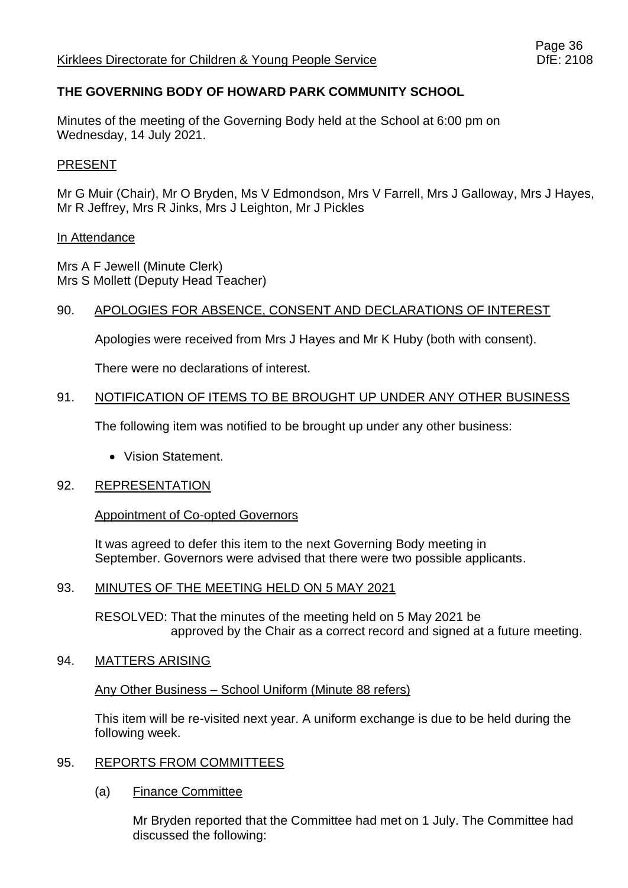Kirklees Directorate for Children & Young People Service

DfE: 2108

## THE GOVERNING BODY OF HOWARD PARK COMMUNITY SCHOOL

Minutes of the meeting of the Governing Body held at the School at 6:00 pm on Wednesday, 14 July 2021.

### PRESENT

Mr G Muir (Chair), Mr O Bryden, Ms V Edmondson, Mrs V Farrell, Mrs J Galloway, Mrs J Hayes, Mr R Jeffrey, Mrs R Jinks, Mrs J Leighton, Mr J Pickles

### In Attendance

Mrs A F Jewell (Minute Clerk)
Mrs S Mollett (Deputy Head Teacher)

### 90. APOLOGIES FOR ABSENCE, CONSENT AND DECLARATIONS OF INTEREST

Apologies were received from Mrs J Hayes and Mr K Huby (both with consent).

There were no declarations of interest.

### 91. NOTIFICATION OF ITEMS TO BE BROUGHT UP UNDER ANY OTHER BUSINESS

The following item was notified to be brought up under any other business:

- Vision Statement.

### 92. REPRESENTATION

#### Appointment of Co-opted Governors

It was agreed to defer this item to the next Governing Body meeting in September. Governors were advised that there were two possible applicants.

### 93. MINUTES OF THE MEETING HELD ON 5 MAY 2021

RESOLVED: That the minutes of the meeting held on 5 May 2021 be approved by the Chair as a correct record and signed at a future meeting.

### 94. MATTERS ARISING

#### Any Other Business – School Uniform (Minute 88 refers)

This item will be re-visited next year. A uniform exchange is due to be held during the following week.

### 95. REPORTS FROM COMMITTEES

#### (a) Finance Committee

Mr Bryden reported that the Committee had met on 1 July. The Committee had discussed the following: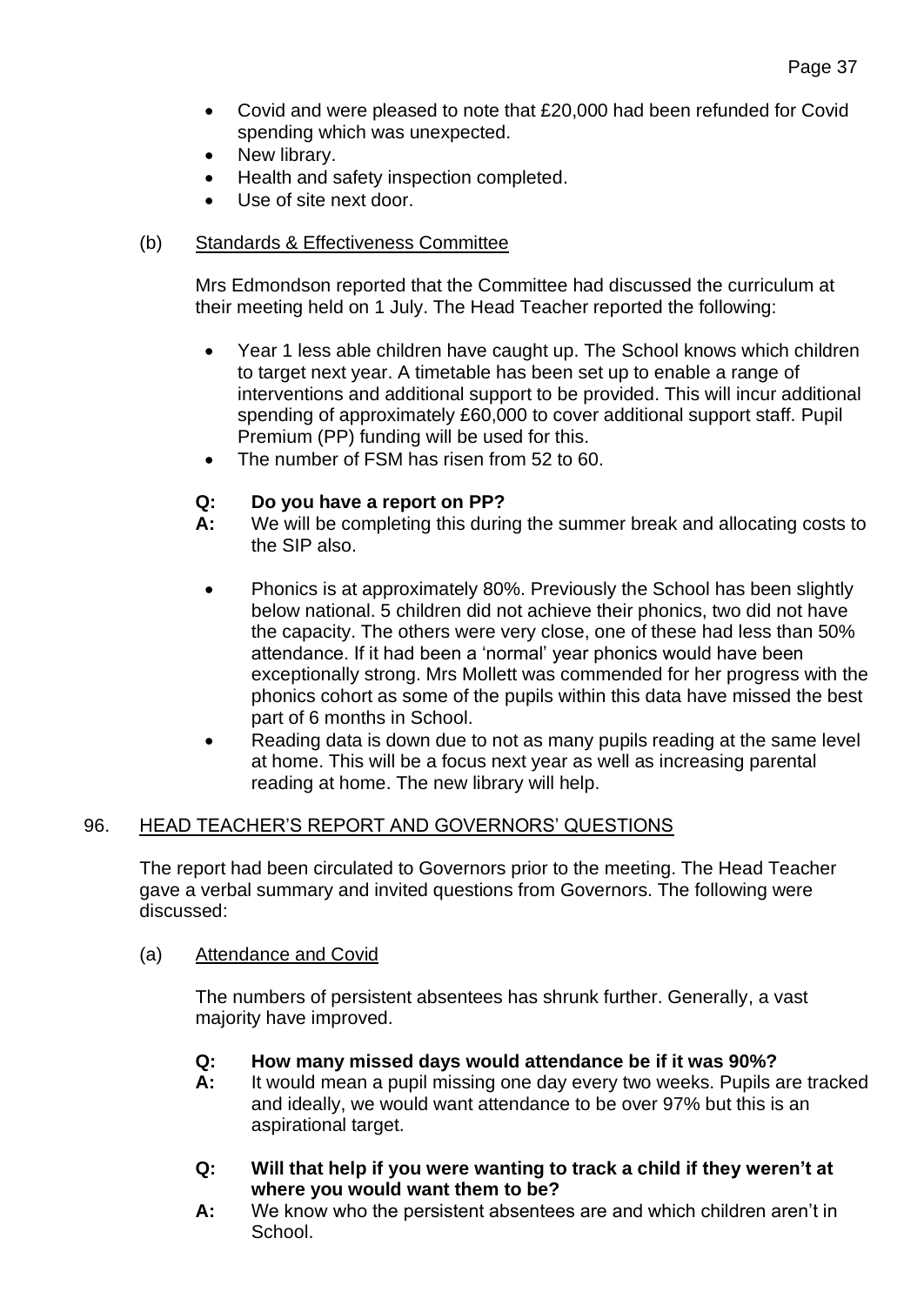- Covid and were pleased to note that £20,000 had been refunded for Covid spending which was unexpected.
- New library.
- Health and safety inspection completed.
- Use of site next door.

(b) Standards & Effectiveness Committee

Mrs Edmondson reported that the Committee had discussed the curriculum at their meeting held on 1 July. The Head Teacher reported the following:

- Year 1 less able children have caught up. The School knows which children to target next year. A timetable has been set up to enable a range of interventions and additional support to be provided. This will incur additional spending of approximately £60,000 to cover additional support staff. Pupil Premium (PP) funding will be used for this.
- The number of FSM has risen from 52 to 60.

**Q: Do you have a report on PP?**
**A:** We will be completing this during the summer break and allocating costs to the SIP also.

- Phonics is at approximately 80%. Previously the School has been slightly below national. 5 children did not achieve their phonics, two did not have the capacity. The others were very close, one of these had less than 50% attendance. If it had been a 'normal' year phonics would have been exceptionally strong. Mrs Mollett was commended for her progress with the phonics cohort as some of the pupils within this data have missed the best part of 6 months in School.
- Reading data is down due to not as many pupils reading at the same level at home. This will be a focus next year as well as increasing parental reading at home. The new library will help.

96. HEAD TEACHER'S REPORT AND GOVERNORS' QUESTIONS

The report had been circulated to Governors prior to the meeting. The Head Teacher gave a verbal summary and invited questions from Governors. The following were discussed:

(a) Attendance and Covid

The numbers of persistent absentees has shrunk further. Generally, a vast majority have improved.

**Q: How many missed days would attendance be if it was 90%?**
**A:** It would mean a pupil missing one day every two weeks. Pupils are tracked and ideally, we would want attendance to be over 97% but this is an aspirational target.

**Q: Will that help if you were wanting to track a child if they weren't at where you would want them to be?**
**A:** We know who the persistent absentees are and which children aren't in School.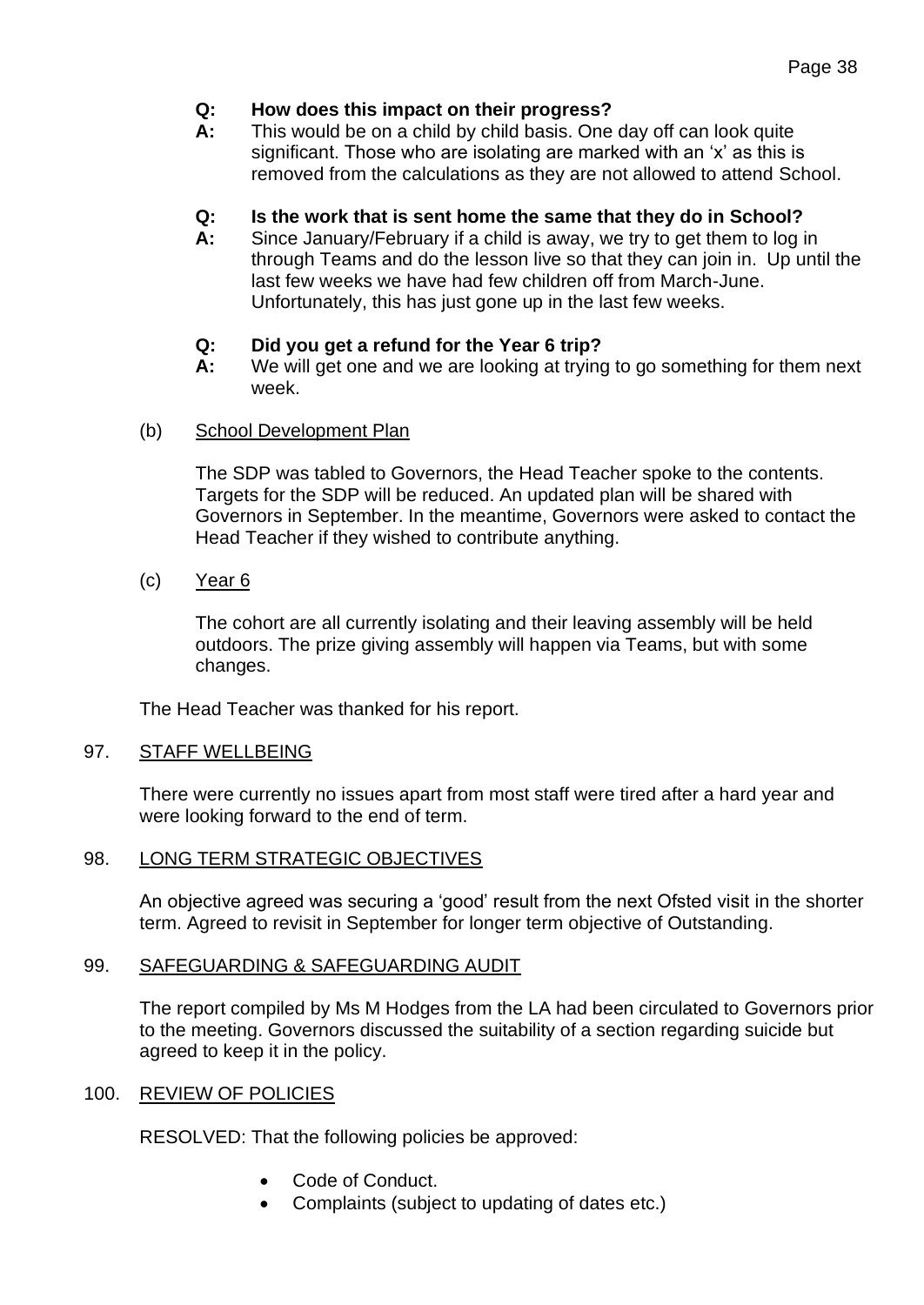**Q: How does this impact on their progress?**
**A:** This would be on a child by child basis. One day off can look quite significant. Those who are isolating are marked with an 'x' as this is removed from the calculations as they are not allowed to attend School.

**Q: Is the work that is sent home the same that they do in School?**
**A:** Since January/February if a child is away, we try to get them to log in through Teams and do the lesson live so that they can join in. Up until the last few weeks we have had few children off from March-June. Unfortunately, this has just gone up in the last few weeks.

**Q: Did you get a refund for the Year 6 trip?**
**A:** We will get one and we are looking at trying to go something for them next week.

(b) School Development Plan

The SDP was tabled to Governors, the Head Teacher spoke to the contents. Targets for the SDP will be reduced. An updated plan will be shared with Governors in September. In the meantime, Governors were asked to contact the Head Teacher if they wished to contribute anything.

(c) Year 6

The cohort are all currently isolating and their leaving assembly will be held outdoors. The prize giving assembly will happen via Teams, but with some changes.

The Head Teacher was thanked for his report.

97. STAFF WELLBEING

There were currently no issues apart from most staff were tired after a hard year and were looking forward to the end of term.

98. LONG TERM STRATEGIC OBJECTIVES

An objective agreed was securing a 'good' result from the next Ofsted visit in the shorter term. Agreed to revisit in September for longer term objective of Outstanding.

99. SAFEGUARDING & SAFEGUARDING AUDIT

The report compiled by Ms M Hodges from the LA had been circulated to Governors prior to the meeting. Governors discussed the suitability of a section regarding suicide but agreed to keep it in the policy.

100. REVIEW OF POLICIES

RESOLVED: That the following policies be approved:

- Code of Conduct.
- Complaints (subject to updating of dates etc.)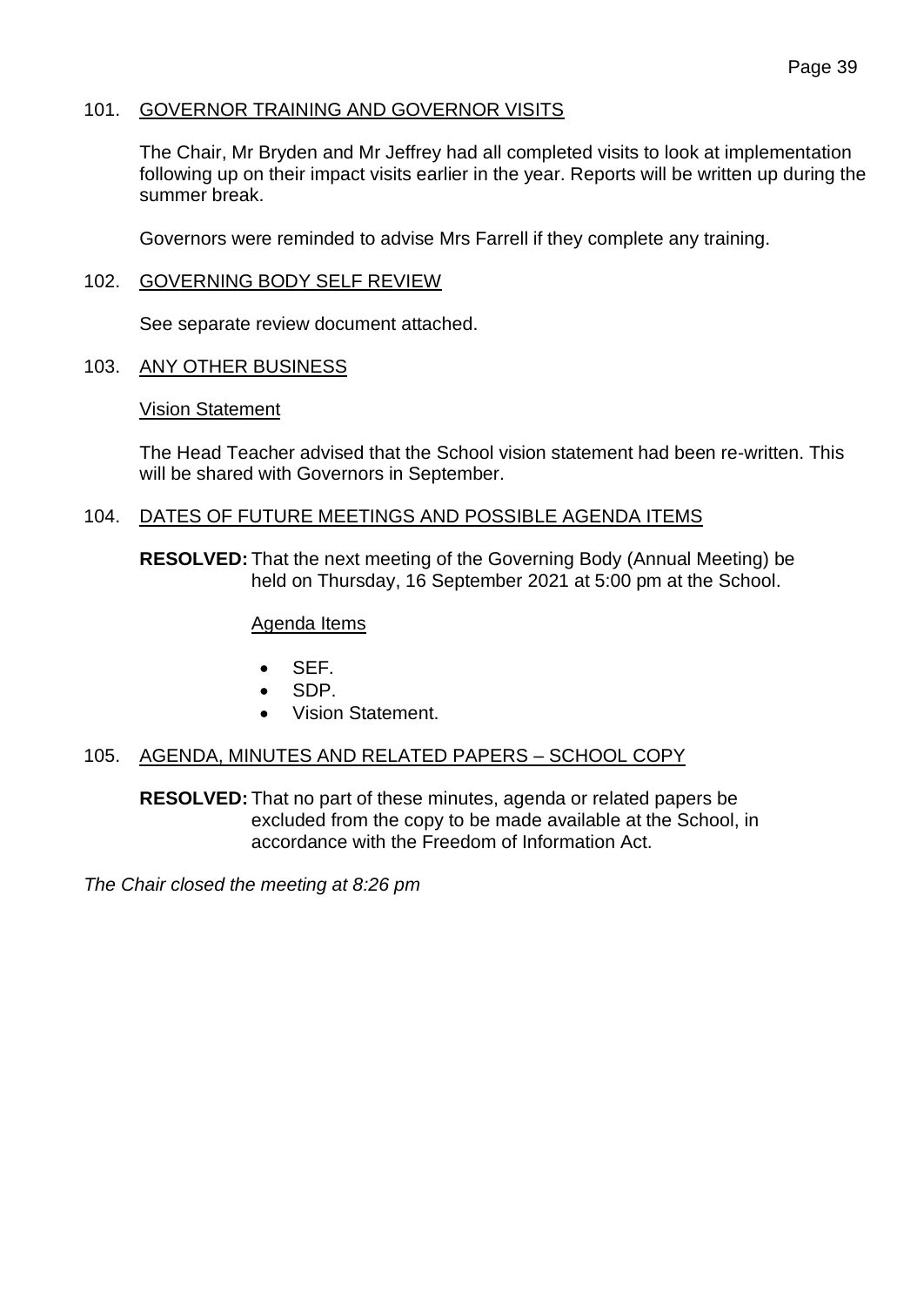## 101. GOVERNOR TRAINING AND GOVERNOR VISITS

The Chair, Mr Bryden and Mr Jeffrey had all completed visits to look at implementation following up on their impact visits earlier in the year. Reports will be written up during the summer break.

Governors were reminded to advise Mrs Farrell if they complete any training.

## 102. GOVERNING BODY SELF REVIEW

See separate review document attached.

## 103. ANY OTHER BUSINESS

### Vision Statement

The Head Teacher advised that the School vision statement had been re-written. This will be shared with Governors in September.

## 104. DATES OF FUTURE MEETINGS AND POSSIBLE AGENDA ITEMS

**RESOLVED:** That the next meeting of the Governing Body (Annual Meeting) be held on Thursday, 16 September 2021 at 5:00 pm at the School.

### Agenda Items

- SEF.
- SDP.
- Vision Statement.

## 105. AGENDA, MINUTES AND RELATED PAPERS – SCHOOL COPY

**RESOLVED:** That no part of these minutes, agenda or related papers be excluded from the copy to be made available at the School, in accordance with the Freedom of Information Act.

*The Chair closed the meeting at 8:26 pm*